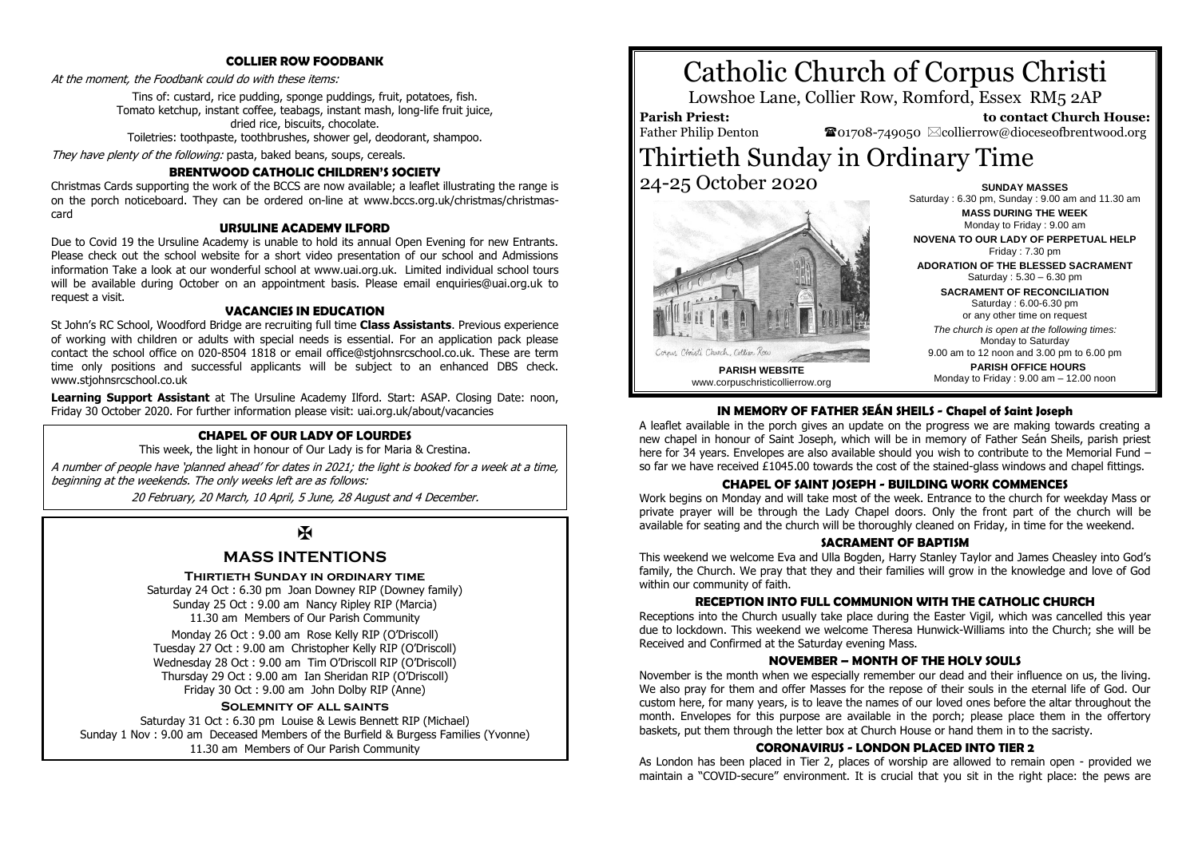## COLLIER ROW FOODBANK

*At the moment, the Foodbank could do with these items:*

Tins of: custard, rice pudding, sponge puddings, fruit, potatoes, fish.
Tomato ketchup, instant coffee, teabags, instant mash, long-life fruit juice, dried rice, biscuits, chocolate.
Toiletries: toothpaste, toothbrushes, shower gel, deodorant, shampoo.

*They have plenty of the following:* pasta, baked beans, soups, cereals.

## BRENTWOOD CATHOLIC CHILDREN'S SOCIETY

Christmas Cards supporting the work of the BCCS are now available; a leaflet illustrating the range is on the porch noticeboard. They can be ordered on-line at www.bccs.org.uk/christmas/christmas-card

## URSULINE ACADEMY ILFORD

Due to Covid 19 the Ursuline Academy is unable to hold its annual Open Evening for new Entrants. Please check out the school website for a short video presentation of our school and Admissions information Take a look at our wonderful school at www.uai.org.uk. Limited individual school tours will be available during October on an appointment basis. Please email enquiries@uai.org.uk to request a visit.

## VACANCIES IN EDUCATION

St John's RC School, Woodford Bridge are recruiting full time **Class Assistants**. Previous experience of working with children or adults with special needs is essential. For an application pack please contact the school office on 020-8504 1818 or email office@stjohnsrcschool.co.uk. These are term time only positions and successful applicants will be subject to an enhanced DBS check. www.stjohnsrcschool.co.uk

**Learning Support Assistant** at The Ursuline Academy Ilford. Start: ASAP. Closing Date: noon, Friday 30 October 2020. For further information please visit: uai.org.uk/about/vacancies

## CHAPEL OF OUR LADY OF LOURDES

This week, the light in honour of Our Lady is for Maria & Crestina.

*A number of people have 'planned ahead' for dates in 2021; the light is booked for a week at a time, beginning at the weekends. The only weeks left are as follows:*

*20 February, 20 March, 10 April, 5 June, 28 August and 4 December.*

✠

## MASS INTENTIONS

### Thirtieth Sunday in ordinary time

Saturday 24 Oct : 6.30 pm Joan Downey RIP (Downey family)
Sunday 25 Oct : 9.00 am Nancy Ripley RIP (Marcia)
11.30 am Members of Our Parish Community

Monday 26 Oct : 9.00 am Rose Kelly RIP (O'Driscoll)
Tuesday 27 Oct : 9.00 am Christopher Kelly RIP (O'Driscoll)
Wednesday 28 Oct : 9.00 am Tim O'Driscoll RIP (O'Driscoll)
Thursday 29 Oct : 9.00 am Ian Sheridan RIP (O'Driscoll)
Friday 30 Oct : 9.00 am John Dolby RIP (Anne)

### Solemnity of all saints

Saturday 31 Oct : 6.30 pm Louise & Lewis Bennett RIP (Michael)
Sunday 1 Nov : 9.00 am Deceased Members of the Burfield & Burgess Families (Yvonne)
11.30 am Members of Our Parish Community

# Catholic Church of Corpus Christi

Lowshoe Lane, Collier Row, Romford, Essex RM5 2AP

**Parish Priest:** Father Philip Denton

**to contact Church House:** ☎01708-749050 ✉collierrow@dioceseofbrentwood.org

# Thirtieth Sunday in Ordinary Time

24-25 October 2020

Corpus Christi Church, Collier Row

**PARISH WEBSITE**
www.corpuschristicollierrow.org

**SUNDAY MASSES**
Saturday : 6.30 pm, Sunday : 9.00 am and 11.30 am

**MASS DURING THE WEEK**
Monday to Friday : 9.00 am

**NOVENA TO OUR LADY OF PERPETUAL HELP**
Friday : 7.30 pm

**ADORATION OF THE BLESSED SACRAMENT**
Saturday : 5.30 – 6.30 pm

**SACRAMENT OF RECONCILIATION**
Saturday : 6.00-6.30 pm
or any other time on request

*The church is open at the following times:*
Monday to Saturday
9.00 am to 12 noon and 3.00 pm to 6.00 pm

**PARISH OFFICE HOURS**
Monday to Friday : 9.00 am – 12.00 noon

## IN MEMORY OF FATHER SEÁN SHEILS - Chapel of Saint Joseph

A leaflet available in the porch gives an update on the progress we are making towards creating a new chapel in honour of Saint Joseph, which will be in memory of Father Seán Sheils, parish priest here for 34 years. Envelopes are also available should you wish to contribute to the Memorial Fund – so far we have received £1045.00 towards the cost of the stained-glass windows and chapel fittings.

## CHAPEL OF SAINT JOSEPH - BUILDING WORK COMMENCES

Work begins on Monday and will take most of the week. Entrance to the church for weekday Mass or private prayer will be through the Lady Chapel doors. Only the front part of the church will be available for seating and the church will be thoroughly cleaned on Friday, in time for the weekend.

## SACRAMENT OF BAPTISM

This weekend we welcome Eva and Ulla Bogden, Harry Stanley Taylor and James Cheasley into God's family, the Church. We pray that they and their families will grow in the knowledge and love of God within our community of faith.

## RECEPTION INTO FULL COMMUNION WITH THE CATHOLIC CHURCH

Receptions into the Church usually take place during the Easter Vigil, which was cancelled this year due to lockdown. This weekend we welcome Theresa Hunwick-Williams into the Church; she will be Received and Confirmed at the Saturday evening Mass.

## NOVEMBER – MONTH OF THE HOLY SOULS

November is the month when we especially remember our dead and their influence on us, the living. We also pray for them and offer Masses for the repose of their souls in the eternal life of God. Our custom here, for many years, is to leave the names of our loved ones before the altar throughout the month. Envelopes for this purpose are available in the porch; please place them in the offertory baskets, put them through the letter box at Church House or hand them in to the sacristy.

## CORONAVIRUS - LONDON PLACED INTO TIER 2

As London has been placed in Tier 2, places of worship are allowed to remain open - provided we maintain a "COVID-secure" environment. It is crucial that you sit in the right place: the pews are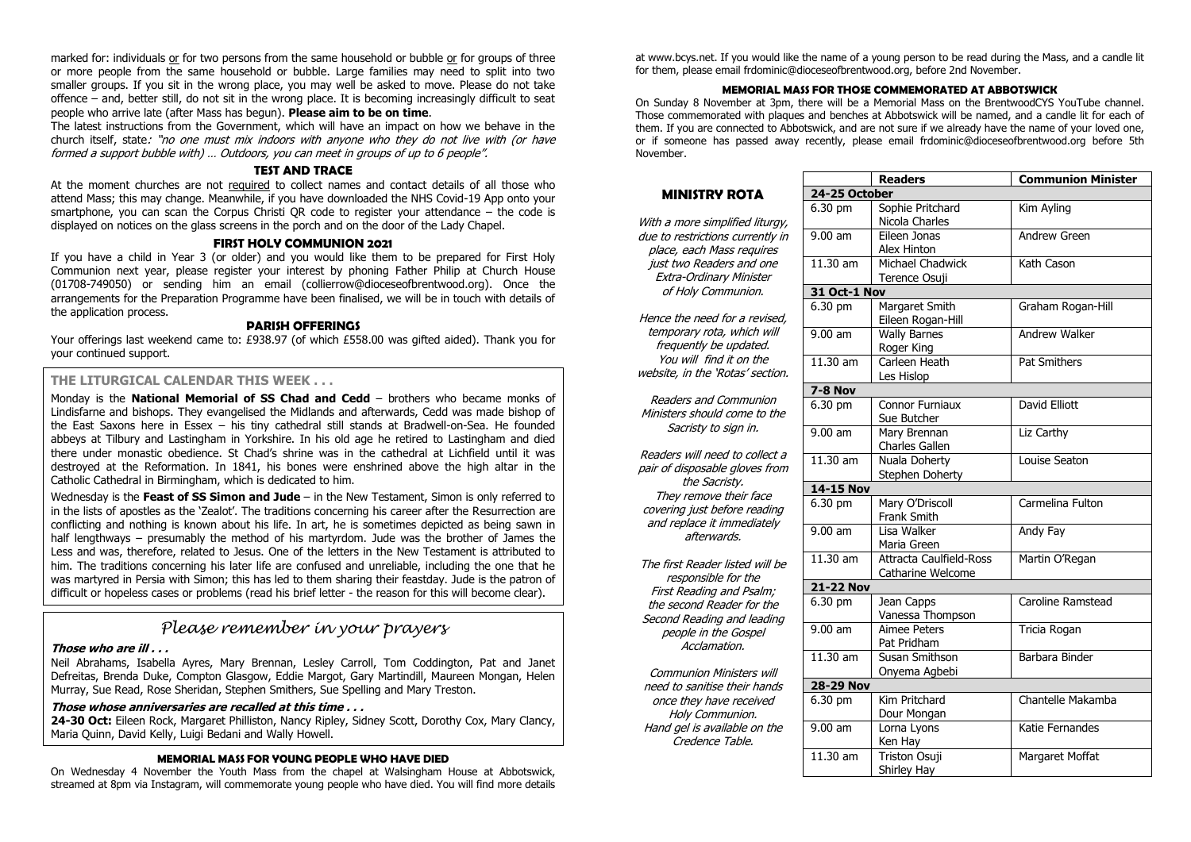marked for: individuals or for two persons from the same household or bubble or for groups of three or more people from the same household or bubble. Large families may need to split into two smaller groups. If you sit in the wrong place, you may well be asked to move. Please do not take offence – and, better still, do not sit in the wrong place. It is becoming increasingly difficult to seat people who arrive late (after Mass has begun). **Please aim to be on time**.

The latest instructions from the Government, which will have an impact on how we behave in the church itself, state*: "no one must mix indoors with anyone who they do not live with (or have formed a support bubble with) … Outdoors, you can meet in groups of up to 6 people".*

### TEST AND TRACE

At the moment churches are not required to collect names and contact details of all those who attend Mass; this may change. Meanwhile, if you have downloaded the NHS Covid-19 App onto your smartphone, you can scan the Corpus Christi QR code to register your attendance – the code is displayed on notices on the glass screens in the porch and on the door of the Lady Chapel.

### FIRST HOLY COMMUNION 2021

If you have a child in Year 3 (or older) and you would like them to be prepared for First Holy Communion next year, please register your interest by phoning Father Philip at Church House (01708-749050) or sending him an email (collierrow@dioceseofbrentwood.org). Once the arrangements for the Preparation Programme have been finalised, we will be in touch with details of the application process.

### PARISH OFFERINGS

Your offerings last weekend came to: £938.97 (of which £558.00 was gifted aided). Thank you for your continued support.

### THE LITURGICAL CALENDAR THIS WEEK . . .

Monday is the **National Memorial of SS Chad and Cedd** – brothers who became monks of Lindisfarne and bishops. They evangelised the Midlands and afterwards, Cedd was made bishop of the East Saxons here in Essex – his tiny cathedral still stands at Bradwell-on-Sea. He founded abbeys at Tilbury and Lastingham in Yorkshire. In his old age he retired to Lastingham and died there under monastic obedience. St Chad's shrine was in the cathedral at Lichfield until it was destroyed at the Reformation. In 1841, his bones were enshrined above the high altar in the Catholic Cathedral in Birmingham, which is dedicated to him.

Wednesday is the **Feast of SS Simon and Jude** – in the New Testament, Simon is only referred to in the lists of apostles as the 'Zealot'. The traditions concerning his career after the Resurrection are conflicting and nothing is known about his life. In art, he is sometimes depicted as being sawn in half lengthways – presumably the method of his martyrdom. Jude was the brother of James the Less and was, therefore, related to Jesus. One of the letters in the New Testament is attributed to him. The traditions concerning his later life are confused and unreliable, including the one that he was martyred in Persia with Simon; this has led to them sharing their feastday. Jude is the patron of difficult or hopeless cases or problems (read his brief letter - the reason for this will become clear).

## *Please remember in your prayers*

***Those who are ill . . .***

Neil Abrahams, Isabella Ayres, Mary Brennan, Lesley Carroll, Tom Coddington, Pat and Janet Defreitas, Brenda Duke, Compton Glasgow, Eddie Margot, Gary Martindill, Maureen Mongan, Helen Murray, Sue Read, Rose Sheridan, Stephen Smithers, Sue Spelling and Mary Treston.

***Those whose anniversaries are recalled at this time . . .***

**24-30 Oct:** Eileen Rock, Margaret Philliston, Nancy Ripley, Sidney Scott, Dorothy Cox, Mary Clancy, Maria Quinn, David Kelly, Luigi Bedani and Wally Howell.

### MEMORIAL MASS FOR YOUNG PEOPLE WHO HAVE DIED

On Wednesday 4 November the Youth Mass from the chapel at Walsingham House at Abbotswick, streamed at 8pm via Instagram, will commemorate young people who have died. You will find more details at www.bcys.net. If you would like the name of a young person to be read during the Mass, and a candle lit for them, please email frdominic@dioceseofbrentwood.org, before 2nd November.

### MEMORIAL MASS FOR THOSE COMMEMORATED AT ABBOTSWICK

On Sunday 8 November at 3pm, there will be a Memorial Mass on the BrentwoodCYS YouTube channel. Those commemorated with plaques and benches at Abbotswick will be named, and a candle lit for each of them. If you are connected to Abbotswick, and are not sure if we already have the name of your loved one, or if someone has passed away recently, please email frdominic@dioceseofbrentwood.org before 5th November.

### MINISTRY ROTA

*With a more simplified liturgy, due to restrictions currently in place, each Mass requires just two Readers and one Extra-Ordinary Minister of Holy Communion.*

*Hence the need for a revised, temporary rota, which will frequently be updated. You will find it on the website, in the 'Rotas' section.*

*Readers and Communion Ministers should come to the Sacristy to sign in.*

*Readers will need to collect a pair of disposable gloves from the Sacristy. They remove their face covering just before reading and replace it immediately afterwards.*

*The first Reader listed will be responsible for the First Reading and Psalm; the second Reader for the Second Reading and leading people in the Gospel Acclamation.*

*Communion Ministers will need to sanitise their hands once they have received Holy Communion. Hand gel is available on the Credence Table.*

| | Readers | Communion Minister |
|---|---|---|
| **24-25 October** | | |
| 6.30 pm | Sophie Pritchard<br>Nicola Charles | Kim Ayling |
| 9.00 am | Eileen Jonas<br>Alex Hinton | Andrew Green |
| 11.30 am | Michael Chadwick<br>Terence Osuji | Kath Cason |
| **31 Oct-1 Nov** | | |
| 6.30 pm | Margaret Smith<br>Eileen Rogan-Hill | Graham Rogan-Hill |
| 9.00 am | Wally Barnes<br>Roger King | Andrew Walker |
| 11.30 am | Carleen Heath<br>Les Hislop | Pat Smithers |
| **7-8 Nov** | | |
| 6.30 pm | Connor Furniaux<br>Sue Butcher | David Elliott |
| 9.00 am | Mary Brennan<br>Charles Gallen | Liz Carthy |
| 11.30 am | Nuala Doherty<br>Stephen Doherty | Louise Seaton |
| **14-15 Nov** | | |
| 6.30 pm | Mary O'Driscoll<br>Frank Smith | Carmelina Fulton |
| 9.00 am | Lisa Walker<br>Maria Green | Andy Fay |
| 11.30 am | Attracta Caulfield-Ross<br>Catharine Welcome | Martin O'Regan |
| **21-22 Nov** | | |
| 6.30 pm | Jean Capps<br>Vanessa Thompson | Caroline Ramstead |
| 9.00 am | Aimee Peters<br>Pat Pridham | Tricia Rogan |
| 11.30 am | Susan Smithson<br>Onyema Agbebi | Barbara Binder |
| **28-29 Nov** | | |
| 6.30 pm | Kim Pritchard<br>Dour Mongan | Chantelle Makamba |
| 9.00 am | Lorna Lyons<br>Ken Hay | Katie Fernandes |
| 11.30 am | Triston Osuji<br>Shirley Hay | Margaret Moffat |